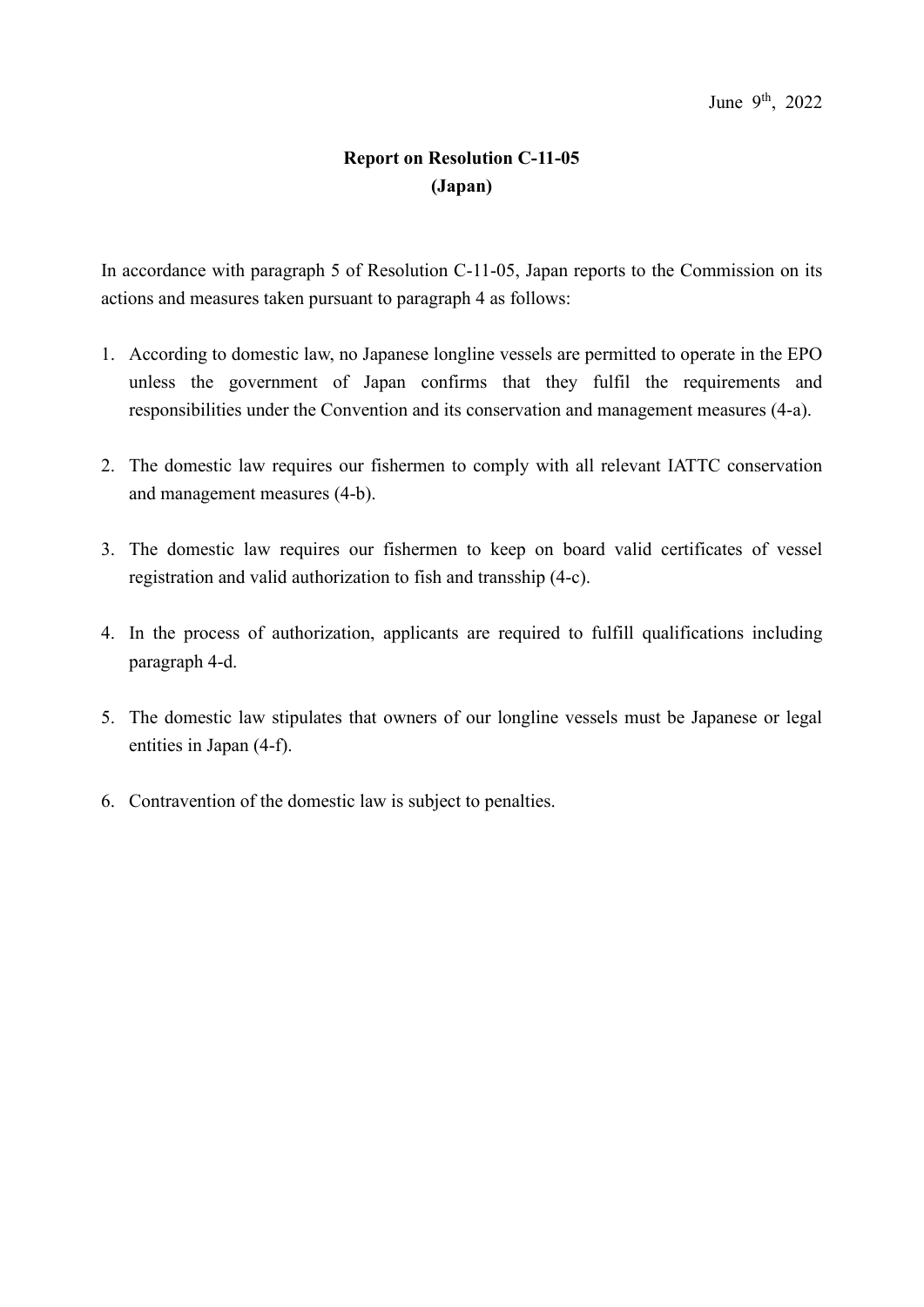June 9th, 2022

# Report on Resolution C-11-05
## (Japan)

In accordance with paragraph 5 of Resolution C-11-05, Japan reports to the Commission on its actions and measures taken pursuant to paragraph 4 as follows:

1. According to domestic law, no Japanese longline vessels are permitted to operate in the EPO unless the government of Japan confirms that they fulfil the requirements and responsibilities under the Convention and its conservation and management measures (4-a).

2. The domestic law requires our fishermen to comply with all relevant IATTC conservation and management measures (4-b).

3. The domestic law requires our fishermen to keep on board valid certificates of vessel registration and valid authorization to fish and transship (4-c).

4. In the process of authorization, applicants are required to fulfill qualifications including paragraph 4-d.

5. The domestic law stipulates that owners of our longline vessels must be Japanese or legal entities in Japan (4-f).

6. Contravention of the domestic law is subject to penalties.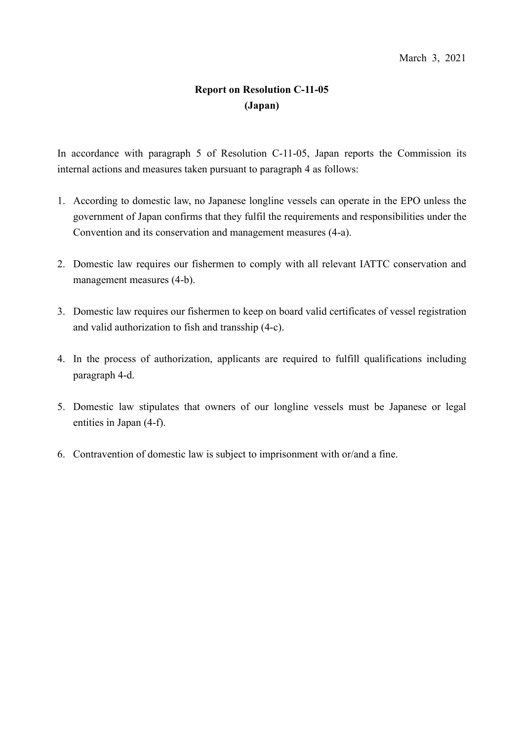March 3, 2021

**Report on Resolution C-11-05**
**(Japan)**

In accordance with paragraph 5 of Resolution C-11-05, Japan reports the Commission its internal actions and measures taken pursuant to paragraph 4 as follows:

1. According to domestic law, no Japanese longline vessels can operate in the EPO unless the government of Japan confirms that they fulfil the requirements and responsibilities under the Convention and its conservation and management measures (4-a).

2. Domestic law requires our fishermen to comply with all relevant IATTC conservation and management measures (4-b).

3. Domestic law requires our fishermen to keep on board valid certificates of vessel registration and valid authorization to fish and transship (4-c).

4. In the process of authorization, applicants are required to fulfill qualifications including paragraph 4-d.

5. Domestic law stipulates that owners of our longline vessels must be Japanese or legal entities in Japan (4-f).

6. Contravention of domestic law is subject to imprisonment with or/and a fine.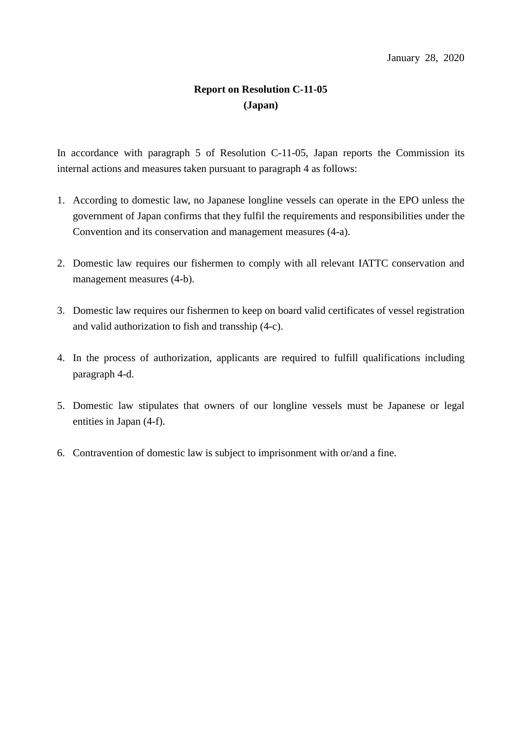January 28, 2020

**Report on Resolution C-11-05**
**(Japan)**

In accordance with paragraph 5 of Resolution C-11-05, Japan reports the Commission its internal actions and measures taken pursuant to paragraph 4 as follows:

1. According to domestic law, no Japanese longline vessels can operate in the EPO unless the government of Japan confirms that they fulfil the requirements and responsibilities under the Convention and its conservation and management measures (4-a).

2. Domestic law requires our fishermen to comply with all relevant IATTC conservation and management measures (4-b).

3. Domestic law requires our fishermen to keep on board valid certificates of vessel registration and valid authorization to fish and transship (4-c).

4. In the process of authorization, applicants are required to fulfill qualifications including paragraph 4-d.

5. Domestic law stipulates that owners of our longline vessels must be Japanese or legal entities in Japan (4-f).

6. Contravention of domestic law is subject to imprisonment with or/and a fine.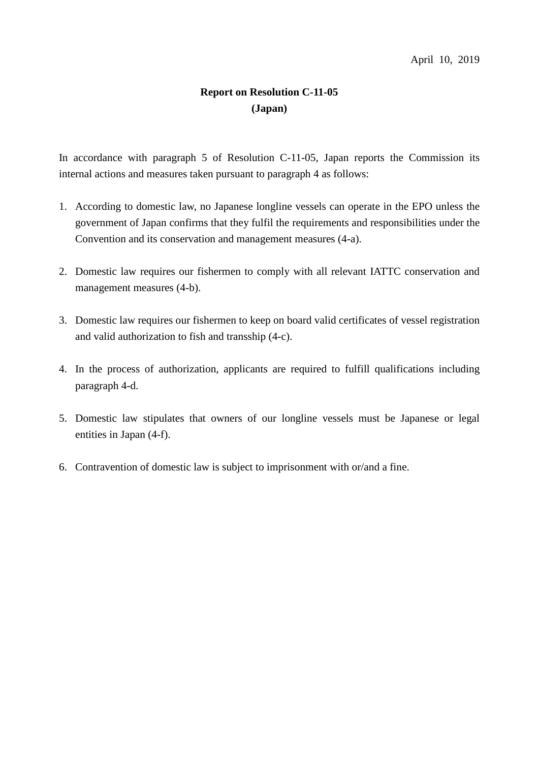April 10, 2019

**Report on Resolution C-11-05**
**(Japan)**

In accordance with paragraph 5 of Resolution C-11-05, Japan reports the Commission its internal actions and measures taken pursuant to paragraph 4 as follows:

1. According to domestic law, no Japanese longline vessels can operate in the EPO unless the government of Japan confirms that they fulfil the requirements and responsibilities under the Convention and its conservation and management measures (4-a).

2. Domestic law requires our fishermen to comply with all relevant IATTC conservation and management measures (4-b).

3. Domestic law requires our fishermen to keep on board valid certificates of vessel registration and valid authorization to fish and transship (4-c).

4. In the process of authorization, applicants are required to fulfill qualifications including paragraph 4-d.

5. Domestic law stipulates that owners of our longline vessels must be Japanese or legal entities in Japan (4-f).

6. Contravention of domestic law is subject to imprisonment with or/and a fine.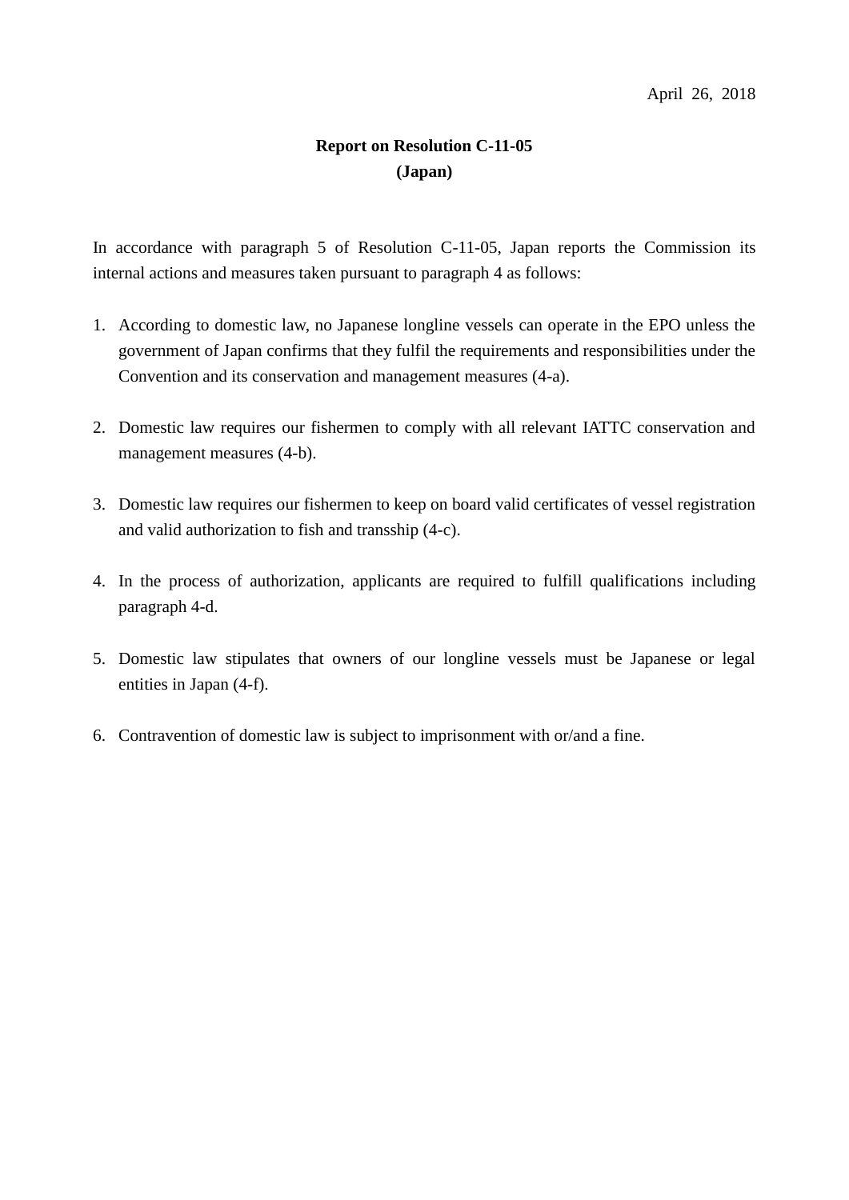April 26, 2018

**Report on Resolution C-11-05**
**(Japan)**

In accordance with paragraph 5 of Resolution C-11-05, Japan reports the Commission its internal actions and measures taken pursuant to paragraph 4 as follows:

1. According to domestic law, no Japanese longline vessels can operate in the EPO unless the government of Japan confirms that they fulfil the requirements and responsibilities under the Convention and its conservation and management measures (4-a).

2. Domestic law requires our fishermen to comply with all relevant IATTC conservation and management measures (4-b).

3. Domestic law requires our fishermen to keep on board valid certificates of vessel registration and valid authorization to fish and transship (4-c).

4. In the process of authorization, applicants are required to fulfill qualifications including paragraph 4-d.

5. Domestic law stipulates that owners of our longline vessels must be Japanese or legal entities in Japan (4-f).

6. Contravention of domestic law is subject to imprisonment with or/and a fine.